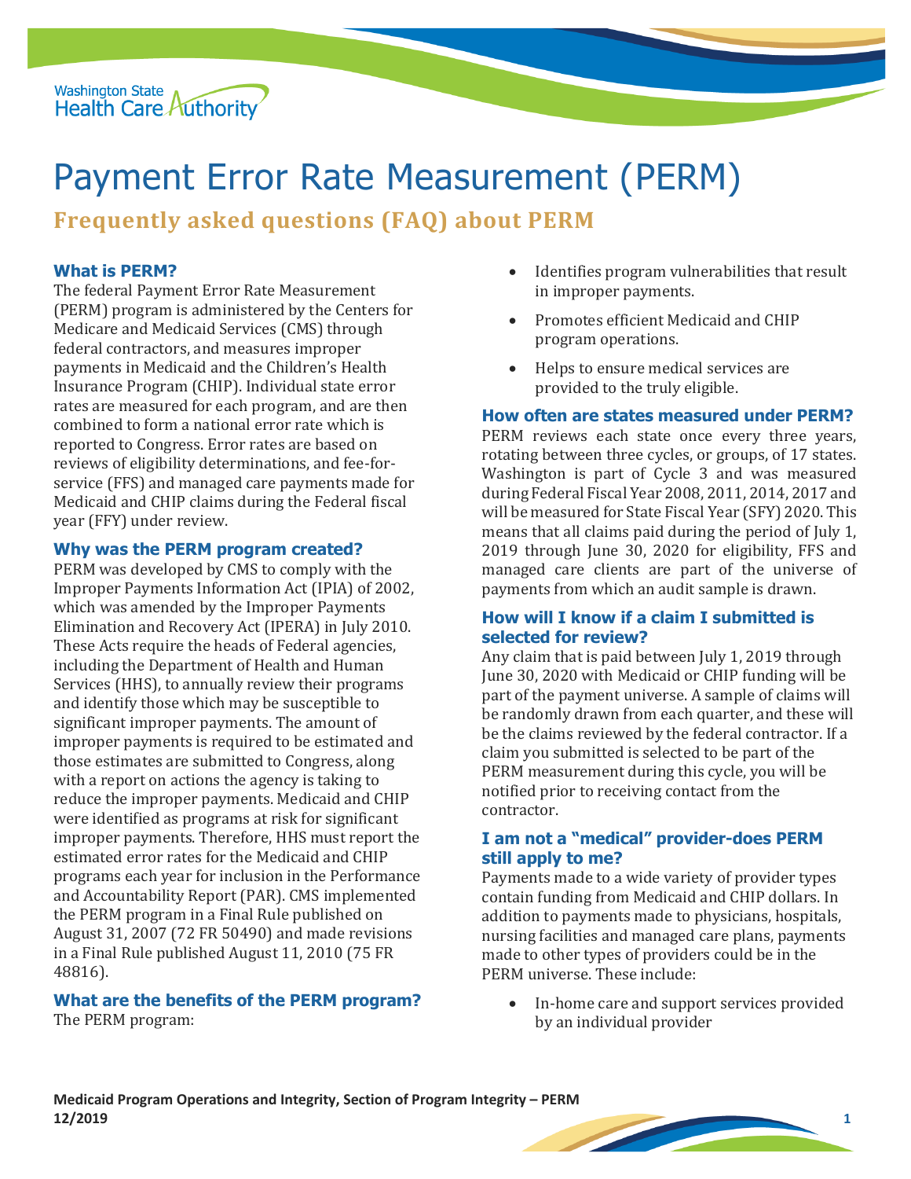# Payment Error Rate Measurement (PERM)

## Frequently asked questions (FAQ) about PERM

### What is PERM?

The federal Payment Error Rate Measurement (PERM) program is administered by the Centers for Medicare and Medicaid Services (CMS) through federal contractors, and measures improper payments in Medicaid and the Children's Health Insurance Program (CHIP). Individual state error rates are measured for each program, and are then combined to form a national error rate which is reported to Congress. Error rates are based on reviews of eligibility determinations, and fee-for-service (FFS) and managed care payments made for Medicaid and CHIP claims during the Federal fiscal year (FFY) under review.

### Why was the PERM program created?

PERM was developed by CMS to comply with the Improper Payments Information Act (IPIA) of 2002, which was amended by the Improper Payments Elimination and Recovery Act (IPERA) in July 2010. These Acts require the heads of Federal agencies, including the Department of Health and Human Services (HHS), to annually review their programs and identify those which may be susceptible to significant improper payments. The amount of improper payments is required to be estimated and those estimates are submitted to Congress, along with a report on actions the agency is taking to reduce the improper payments. Medicaid and CHIP were identified as programs at risk for significant improper payments. Therefore, HHS must report the estimated error rates for the Medicaid and CHIP programs each year for inclusion in the Performance and Accountability Report (PAR). CMS implemented the PERM program in a Final Rule published on August 31, 2007 (72 FR 50490) and made revisions in a Final Rule published August 11, 2010 (75 FR 48816).

### What are the benefits of the PERM program?

The PERM program:

- Identifies program vulnerabilities that result in improper payments.
- Promotes efficient Medicaid and CHIP program operations.
- Helps to ensure medical services are provided to the truly eligible.

### How often are states measured under PERM?

PERM reviews each state once every three years, rotating between three cycles, or groups, of 17 states. Washington is part of Cycle 3 and was measured during Federal Fiscal Year 2008, 2011, 2014, 2017 and will be measured for State Fiscal Year (SFY) 2020. This means that all claims paid during the period of July 1, 2019 through June 30, 2020 for eligibility, FFS and managed care clients are part of the universe of payments from which an audit sample is drawn.

### How will I know if a claim I submitted is selected for review?

Any claim that is paid between July 1, 2019 through June 30, 2020 with Medicaid or CHIP funding will be part of the payment universe. A sample of claims will be randomly drawn from each quarter, and these will be the claims reviewed by the federal contractor. If a claim you submitted is selected to be part of the PERM measurement during this cycle, you will be notified prior to receiving contact from the contractor.

### I am not a "medical" provider-does PERM still apply to me?

Payments made to a wide variety of provider types contain funding from Medicaid and CHIP dollars. In addition to payments made to physicians, hospitals, nursing facilities and managed care plans, payments made to other types of providers could be in the PERM universe. These include:

- In-home care and support services provided by an individual provider

Medicaid Program Operations and Integrity, Section of Program Integrity – PERM
12/2019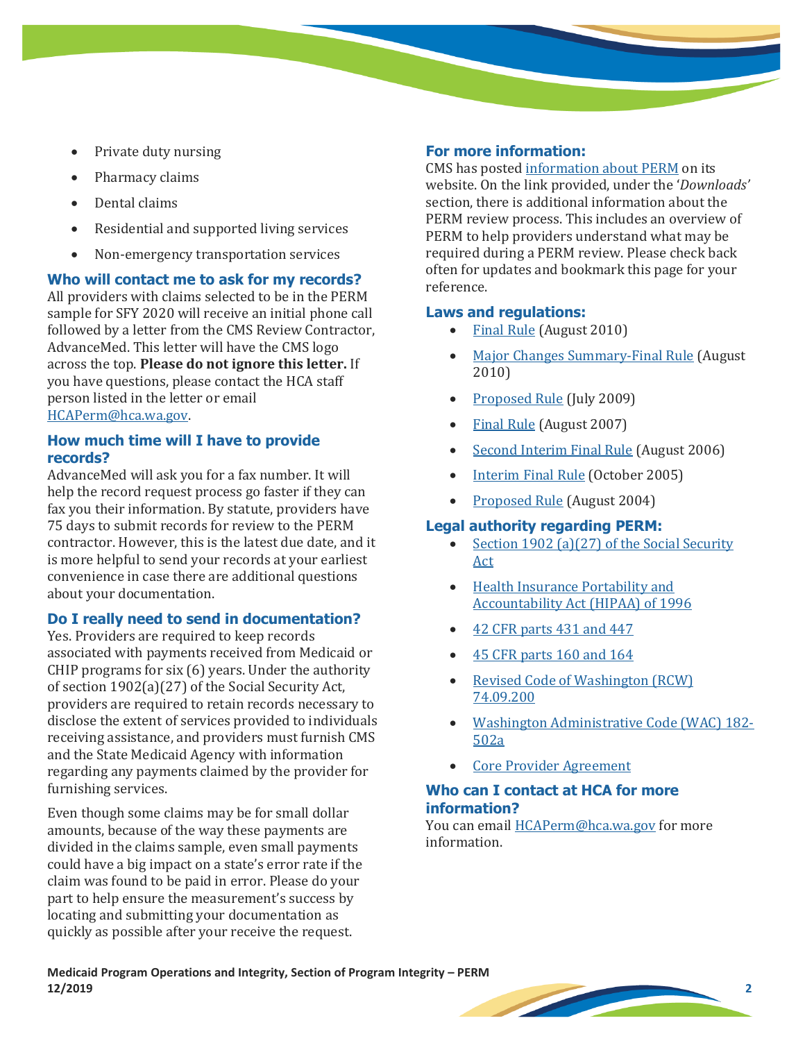- Private duty nursing
- Pharmacy claims
- Dental claims
- Residential and supported living services
- Non-emergency transportation services

### Who will contact me to ask for my records?

All providers with claims selected to be in the PERM sample for SFY 2020 will receive an initial phone call followed by a letter from the CMS Review Contractor, AdvanceMed. This letter will have the CMS logo across the top. **Please do not ignore this letter.** If you have questions, please contact the HCA staff person listed in the letter or email HCAPerm@hca.wa.gov.

### How much time will I have to provide records?

AdvanceMed will ask you for a fax number. It will help the record request process go faster if they can fax you their information. By statute, providers have 75 days to submit records for review to the PERM contractor. However, this is the latest due date, and it is more helpful to send your records at your earliest convenience in case there are additional questions about your documentation.

### Do I really need to send in documentation?

Yes. Providers are required to keep records associated with payments received from Medicaid or CHIP programs for six (6) years. Under the authority of section 1902(a)(27) of the Social Security Act, providers are required to retain records necessary to disclose the extent of services provided to individuals receiving assistance, and providers must furnish CMS and the State Medicaid Agency with information regarding any payments claimed by the provider for furnishing services.

Even though some claims may be for small dollar amounts, because of the way these payments are divided in the claims sample, even small payments could have a big impact on a state's error rate if the claim was found to be paid in error. Please do your part to help ensure the measurement's success by locating and submitting your documentation as quickly as possible after your receive the request.

### For more information:

CMS has posted information about PERM on its website. On the link provided, under the '*Downloads*' section, there is additional information about the PERM review process. This includes an overview of PERM to help providers understand what may be required during a PERM review. Please check back often for updates and bookmark this page for your reference.

### Laws and regulations:

- Final Rule (August 2010)
- Major Changes Summary-Final Rule (August 2010)
- Proposed Rule (July 2009)
- Final Rule (August 2007)
- Second Interim Final Rule (August 2006)
- Interim Final Rule (October 2005)
- Proposed Rule (August 2004)

### Legal authority regarding PERM:

- Section 1902 (a)(27) of the Social Security Act
- Health Insurance Portability and Accountability Act (HIPAA) of 1996
- 42 CFR parts 431 and 447
- 45 CFR parts 160 and 164
- Revised Code of Washington (RCW) 74.09.200
- Washington Administrative Code (WAC) 182-502a
- Core Provider Agreement

### Who can I contact at HCA for more information?

You can email HCAPerm@hca.wa.gov for more information.